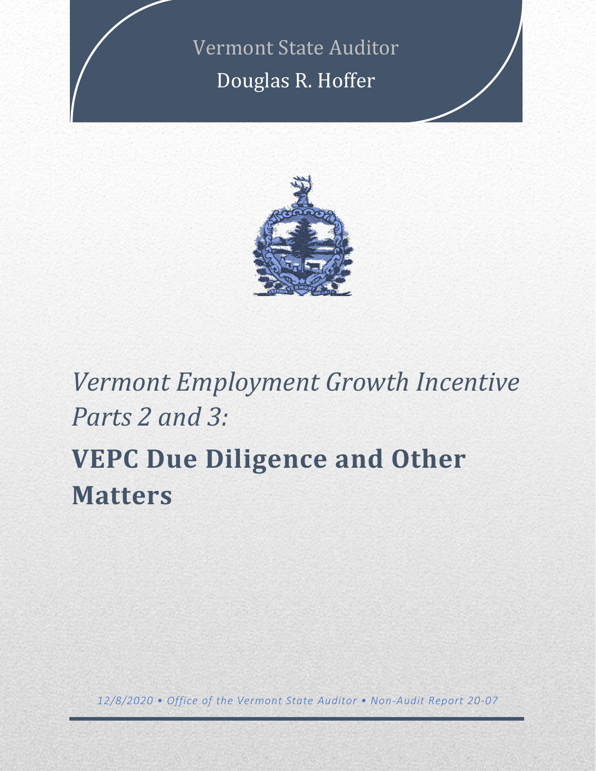Vermont State Auditor

Douglas R. Hoffer

*Vermont Employment Growth Incentive Parts 2 and 3:*

# VEPC Due Diligence and Other Matters

*12/8/2020 • Office of the Vermont State Auditor • Non-Audit Report 20-07*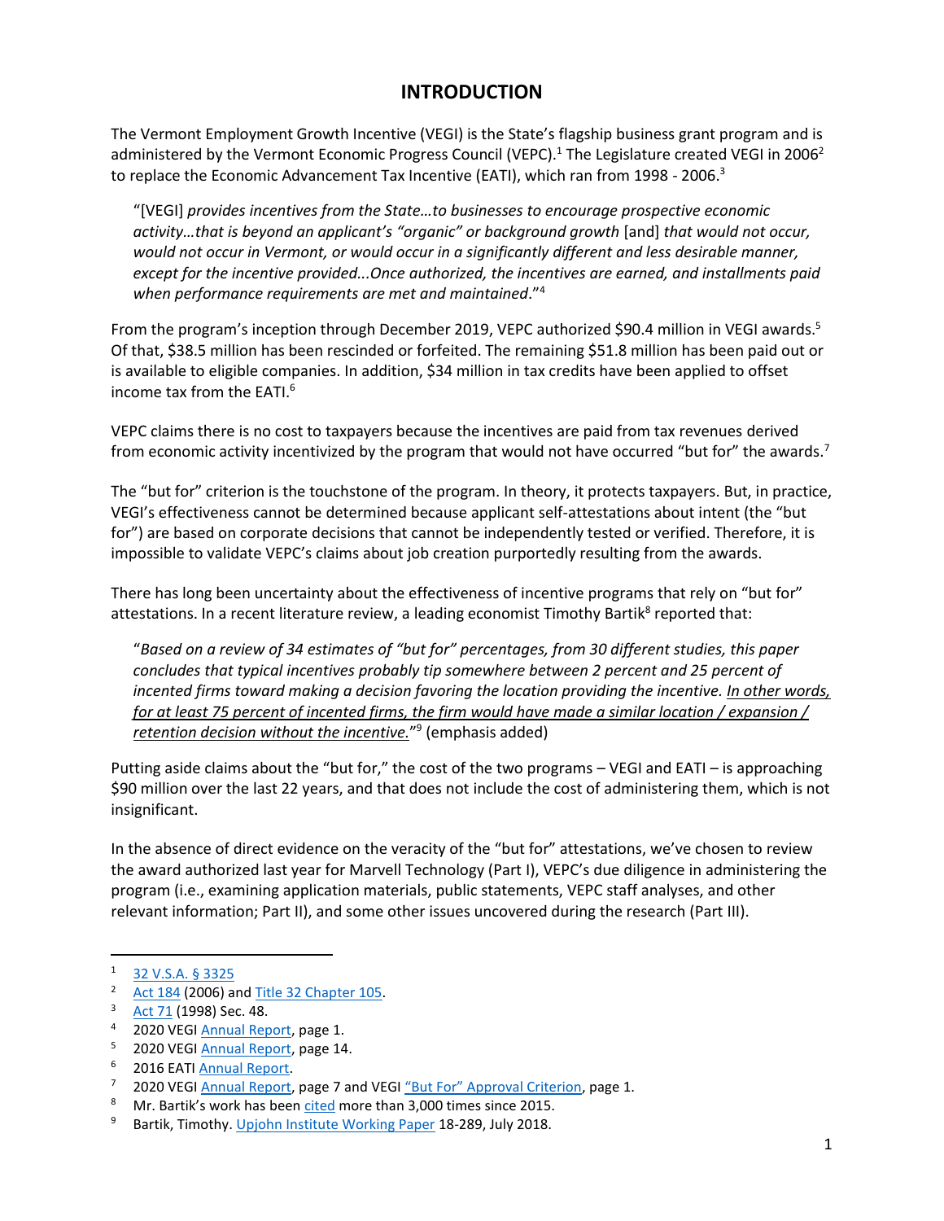# INTRODUCTION

The Vermont Employment Growth Incentive (VEGI) is the State's flagship business grant program and is administered by the Vermont Economic Progress Council (VEPC).[1] The Legislature created VEGI in 2006[2] to replace the Economic Advancement Tax Incentive (EATI), which ran from 1998 - 2006.[3]

> "[VEGI] *provides incentives from the State…to businesses to encourage prospective economic activity…that is beyond an applicant's "organic" or background growth* [and] *that would not occur, would not occur in Vermont, or would occur in a significantly different and less desirable manner, except for the incentive provided...Once authorized, the incentives are earned, and installments paid when performance requirements are met and maintained*."[4]

From the program's inception through December 2019, VEPC authorized $90.4 million in VEGI awards.[5] Of that, $38.5 million has been rescinded or forfeited. The remaining $51.8 million has been paid out or is available to eligible companies. In addition, $34 million in tax credits have been applied to offset income tax from the EATI.[6]

VEPC claims there is no cost to taxpayers because the incentives are paid from tax revenues derived from economic activity incentivized by the program that would not have occurred "but for" the awards.[7]

The "but for" criterion is the touchstone of the program. In theory, it protects taxpayers. But, in practice, VEGI's effectiveness cannot be determined because applicant self-attestations about intent (the "but for") are based on corporate decisions that cannot be independently tested or verified. Therefore, it is impossible to validate VEPC's claims about job creation purportedly resulting from the awards.

There has long been uncertainty about the effectiveness of incentive programs that rely on "but for" attestations. In a recent literature review, a leading economist Timothy Bartik[8] reported that:

> "*Based on a review of 34 estimates of "but for" percentages, from 30 different studies, this paper concludes that typical incentives probably tip somewhere between 2 percent and 25 percent of incented firms toward making a decision favoring the location providing the incentive. <u>In other words, for at least 75 percent of incented firms, the firm would have made a similar location / expansion / retention decision without the incentive.</u>*"[9] (emphasis added)

Putting aside claims about the "but for," the cost of the two programs – VEGI and EATI – is approaching $90 million over the last 22 years, and that does not include the cost of administering them, which is not insignificant.

In the absence of direct evidence on the veracity of the "but for" attestations, we've chosen to review the award authorized last year for Marvell Technology (Part I), VEPC's due diligence in administering the program (i.e., examining application materials, public statements, VEPC staff analyses, and other relevant information; Part II), and some other issues uncovered during the research (Part III).

---

1. 32 V.S.A. § 3325
2. Act 184 (2006) and Title 32 Chapter 105.
3. Act 71 (1998) Sec. 48.
4. 2020 VEGI Annual Report, page 1.
5. 2020 VEGI Annual Report, page 14.
6. 2016 EATI Annual Report.
7. 2020 VEGI Annual Report, page 7 and VEGI "But For" Approval Criterion, page 1.
8. Mr. Bartik's work has been cited more than 3,000 times since 2015.
9. Bartik, Timothy. Upjohn Institute Working Paper 18-289, July 2018.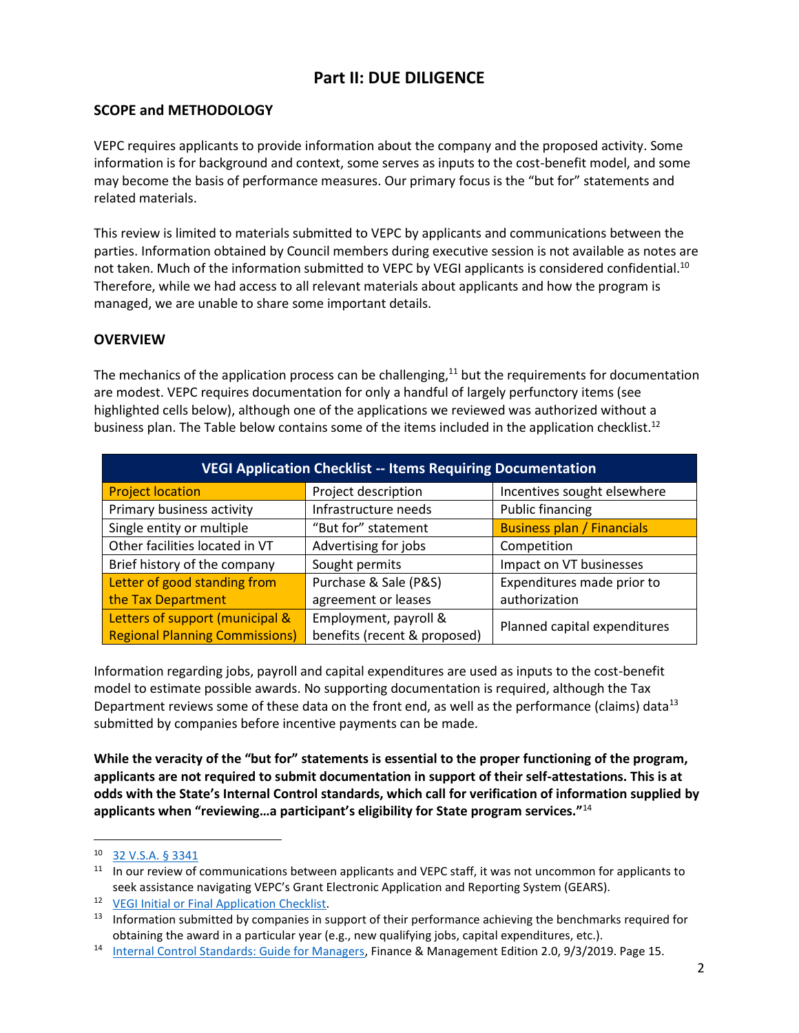# Part II: DUE DILIGENCE

## SCOPE and METHODOLOGY

VEPC requires applicants to provide information about the company and the proposed activity. Some information is for background and context, some serves as inputs to the cost-benefit model, and some may become the basis of performance measures. Our primary focus is the "but for" statements and related materials.

This review is limited to materials submitted to VEPC by applicants and communications between the parties. Information obtained by Council members during executive session is not available as notes are not taken. Much of the information submitted to VEPC by VEGI applicants is considered confidential.[10] Therefore, while we had access to all relevant materials about applicants and how the program is managed, we are unable to share some important details.

## OVERVIEW

The mechanics of the application process can be challenging,[11] but the requirements for documentation are modest. VEPC requires documentation for only a handful of largely perfunctory items (see highlighted cells below), although one of the applications we reviewed was authorized without a business plan. The Table below contains some of the items included in the application checklist.[12]

| VEGI Application Checklist -- Items Requiring Documentation | | |
|---|---|---|
| Project location | Project description | Incentives sought elsewhere |
| Primary business activity | Infrastructure needs | Public financing |
| Single entity or multiple | "But for" statement | Business plan / Financials |
| Other facilities located in VT | Advertising for jobs | Competition |
| Brief history of the company | Sought permits | Impact on VT businesses |
| Letter of good standing from the Tax Department | Purchase & Sale (P&S) agreement or leases | Expenditures made prior to authorization |
| Letters of support (municipal & Regional Planning Commissions) | Employment, payroll & benefits (recent & proposed) | Planned capital expenditures |

Information regarding jobs, payroll and capital expenditures are used as inputs to the cost-benefit model to estimate possible awards. No supporting documentation is required, although the Tax Department reviews some of these data on the front end, as well as the performance (claims) data[13] submitted by companies before incentive payments can be made.

**While the veracity of the "but for" statements is essential to the proper functioning of the program, applicants are not required to submit documentation in support of their self-attestations. This is at odds with the State's Internal Control standards, which call for verification of information supplied by applicants when "reviewing…a participant's eligibility for State program services."**[14]

---

[10] 32 V.S.A. § 3341

[11] In our review of communications between applicants and VEPC staff, it was not uncommon for applicants to seek assistance navigating VEPC's Grant Electronic Application and Reporting System (GEARS).

[12] VEGI Initial or Final Application Checklist.

[13] Information submitted by companies in support of their performance achieving the benchmarks required for obtaining the award in a particular year (e.g., new qualifying jobs, capital expenditures, etc.).

[14] Internal Control Standards: Guide for Managers, Finance & Management Edition 2.0, 9/3/2019. Page 15.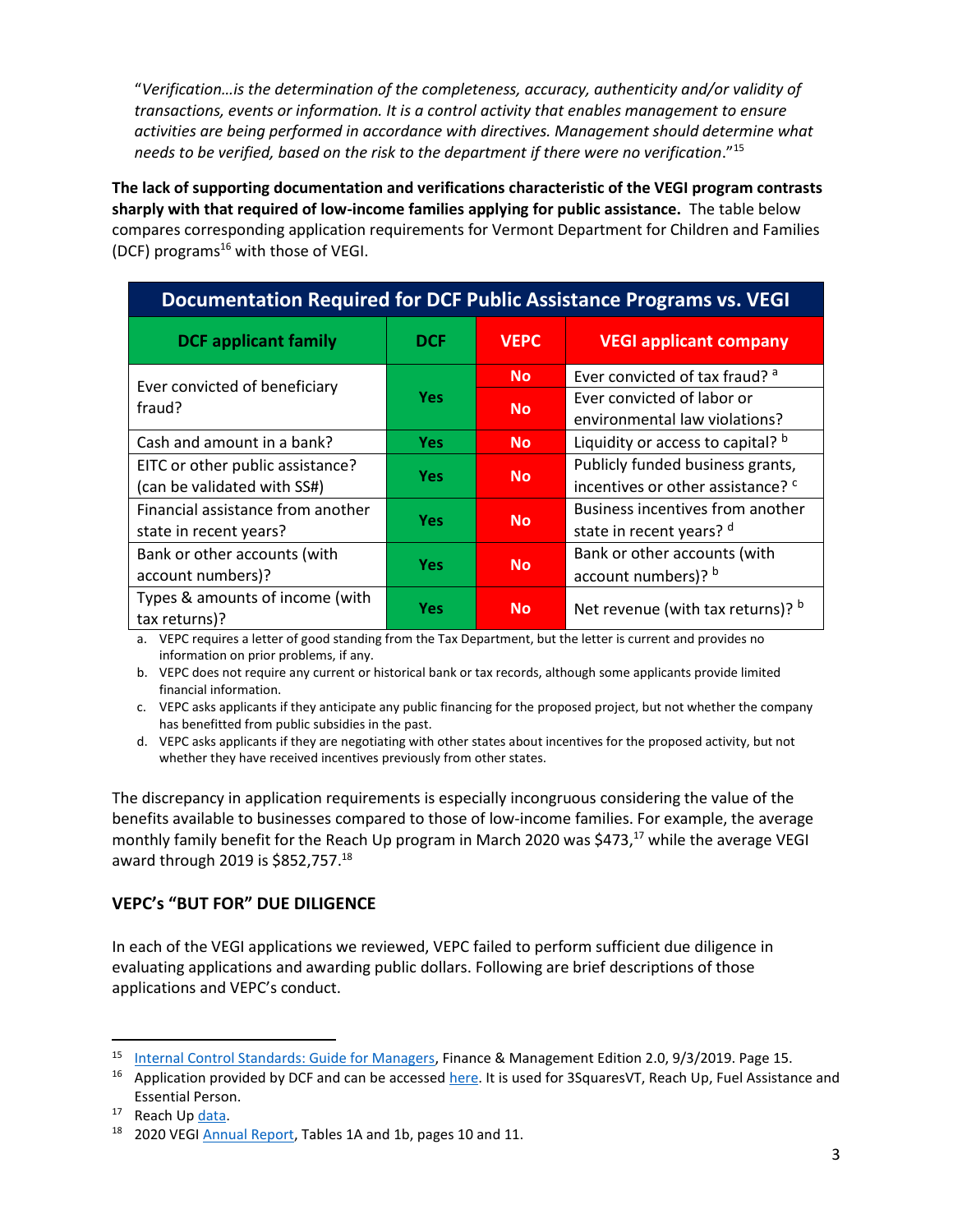"*Verification…is the determination of the completeness, accuracy, authenticity and/or validity of transactions, events or information. It is a control activity that enables management to ensure activities are being performed in accordance with directives. Management should determine what needs to be verified, based on the risk to the department if there were no verification*."[15]

**The lack of supporting documentation and verifications characteristic of the VEGI program contrasts sharply with that required of low-income families applying for public assistance.** The table below compares corresponding application requirements for Vermont Department for Children and Families (DCF) programs[16] with those of VEGI.

| Documentation Required for DCF Public Assistance Programs vs. VEGI | | | |
|---|---|---|---|
| **DCF applicant family** | **DCF** | **VEPC** | **VEGI applicant company** |
| Ever convicted of beneficiary fraud? | Yes | No | Ever convicted of tax fraud? [a] |
| | | No | Ever convicted of labor or environmental law violations? |
| Cash and amount in a bank? | Yes | No | Liquidity or access to capital? [b] |
| EITC or other public assistance? (can be validated with SS#) | Yes | No | Publicly funded business grants, incentives or other assistance? [c] |
| Financial assistance from another state in recent years? | Yes | No | Business incentives from another state in recent years? [d] |
| Bank or other accounts (with account numbers)? | Yes | No | Bank or other accounts (with account numbers)? [b] |
| Types & amounts of income (with tax returns)? | Yes | No | Net revenue (with tax returns)? [b] |

a. VEPC requires a letter of good standing from the Tax Department, but the letter is current and provides no information on prior problems, if any.
b. VEPC does not require any current or historical bank or tax records, although some applicants provide limited financial information.
c. VEPC asks applicants if they anticipate any public financing for the proposed project, but not whether the company has benefitted from public subsidies in the past.
d. VEPC asks applicants if they are negotiating with other states about incentives for the proposed activity, but not whether they have received incentives previously from other states.

The discrepancy in application requirements is especially incongruous considering the value of the benefits available to businesses compared to those of low-income families. For example, the average monthly family benefit for the Reach Up program in March 2020 was $473,[17] while the average VEGI award through 2019 is $852,757.[18]

## VEPC's "BUT FOR" DUE DILIGENCE

In each of the VEGI applications we reviewed, VEPC failed to perform sufficient due diligence in evaluating applications and awarding public dollars. Following are brief descriptions of those applications and VEPC's conduct.

---

[15] Internal Control Standards: Guide for Managers, Finance & Management Edition 2.0, 9/3/2019. Page 15.

[16] Application provided by DCF and can be accessed here. It is used for 3SquaresVT, Reach Up, Fuel Assistance and Essential Person.

[17] Reach Up data.

[18] 2020 VEGI Annual Report, Tables 1A and 1b, pages 10 and 11.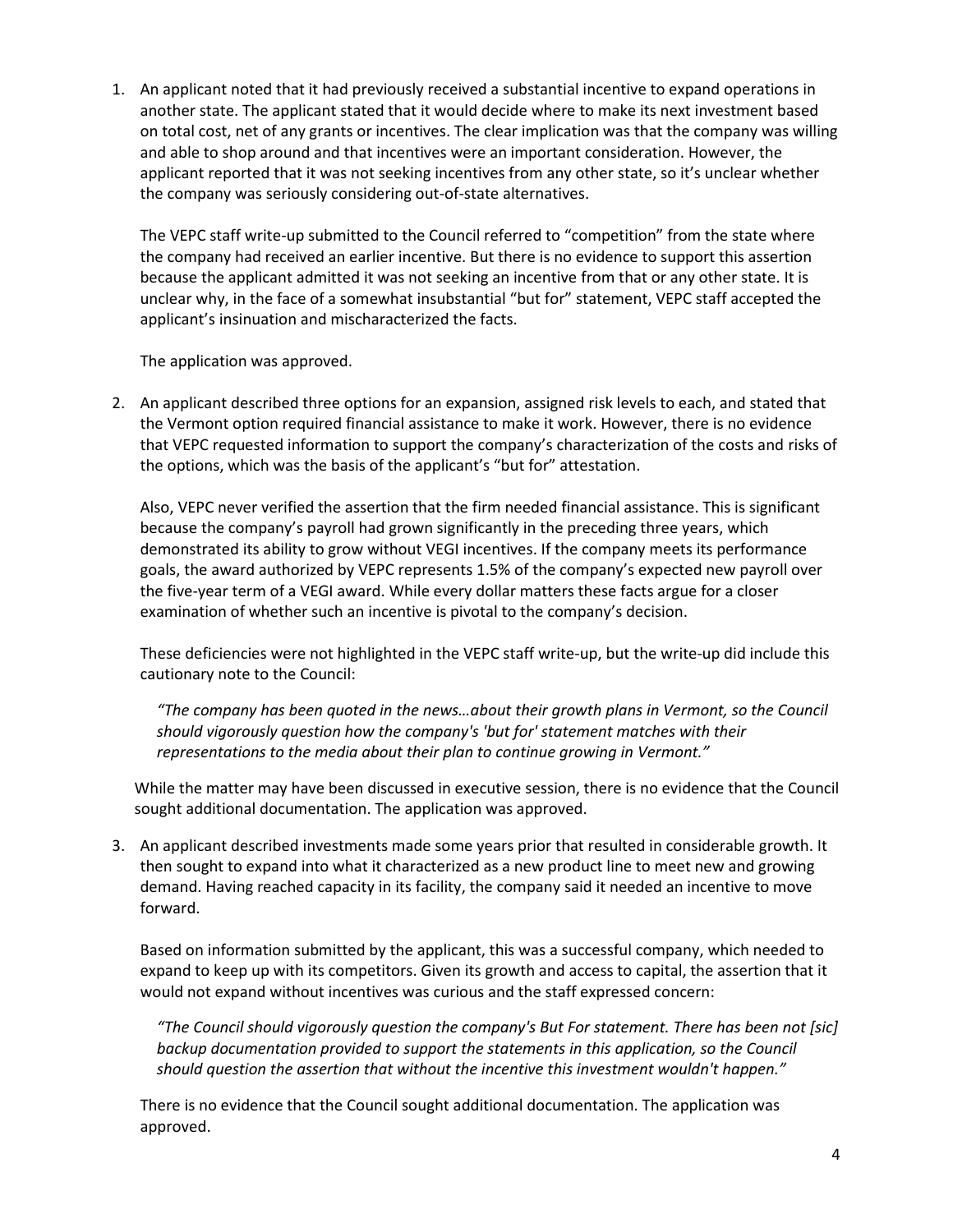1. An applicant noted that it had previously received a substantial incentive to expand operations in another state. The applicant stated that it would decide where to make its next investment based on total cost, net of any grants or incentives. The clear implication was that the company was willing and able to shop around and that incentives were an important consideration. However, the applicant reported that it was not seeking incentives from any other state, so it's unclear whether the company was seriously considering out-of-state alternatives.

   The VEPC staff write-up submitted to the Council referred to "competition" from the state where the company had received an earlier incentive. But there is no evidence to support this assertion because the applicant admitted it was not seeking an incentive from that or any other state. It is unclear why, in the face of a somewhat insubstantial "but for" statement, VEPC staff accepted the applicant's insinuation and mischaracterized the facts.

   The application was approved.

2. An applicant described three options for an expansion, assigned risk levels to each, and stated that the Vermont option required financial assistance to make it work. However, there is no evidence that VEPC requested information to support the company's characterization of the costs and risks of the options, which was the basis of the applicant's "but for" attestation.

   Also, VEPC never verified the assertion that the firm needed financial assistance. This is significant because the company's payroll had grown significantly in the preceding three years, which demonstrated its ability to grow without VEGI incentives. If the company meets its performance goals, the award authorized by VEPC represents 1.5% of the company's expected new payroll over the five-year term of a VEGI award. While every dollar matters these facts argue for a closer examination of whether such an incentive is pivotal to the company's decision.

   These deficiencies were not highlighted in the VEPC staff write-up, but the write-up did include this cautionary note to the Council:

   > *"The company has been quoted in the news…about their growth plans in Vermont, so the Council should vigorously question how the company's 'but for' statement matches with their representations to the media about their plan to continue growing in Vermont."*

   While the matter may have been discussed in executive session, there is no evidence that the Council sought additional documentation. The application was approved.

3. An applicant described investments made some years prior that resulted in considerable growth. It then sought to expand into what it characterized as a new product line to meet new and growing demand. Having reached capacity in its facility, the company said it needed an incentive to move forward.

   Based on information submitted by the applicant, this was a successful company, which needed to expand to keep up with its competitors. Given its growth and access to capital, the assertion that it would not expand without incentives was curious and the staff expressed concern:

   > *"The Council should vigorously question the company's But For statement. There has been not [sic] backup documentation provided to support the statements in this application, so the Council should question the assertion that without the incentive this investment wouldn't happen."*

   There is no evidence that the Council sought additional documentation. The application was approved.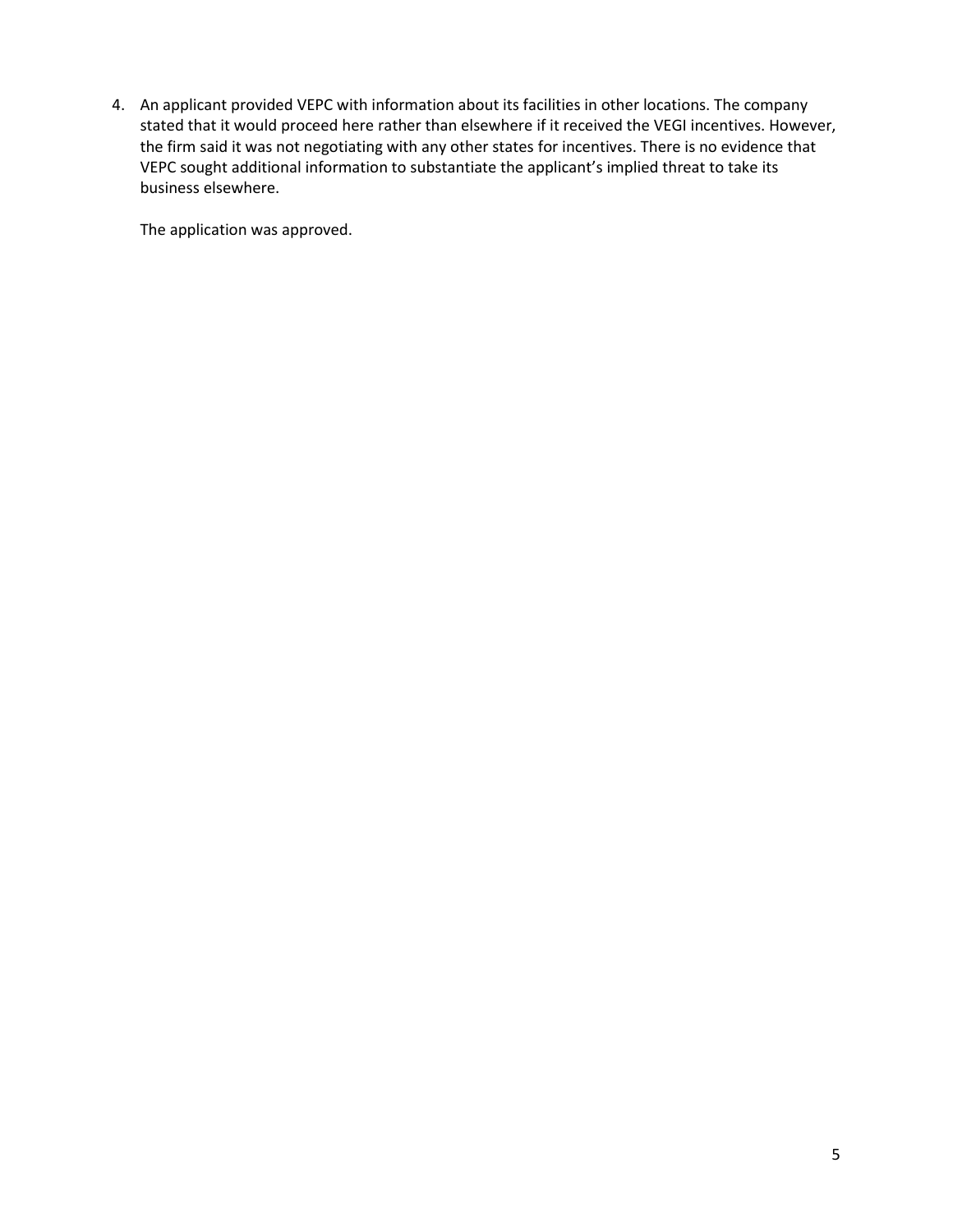4. An applicant provided VEPC with information about its facilities in other locations. The company stated that it would proceed here rather than elsewhere if it received the VEGI incentives. However, the firm said it was not negotiating with any other states for incentives. There is no evidence that VEPC sought additional information to substantiate the applicant's implied threat to take its business elsewhere.

   The application was approved.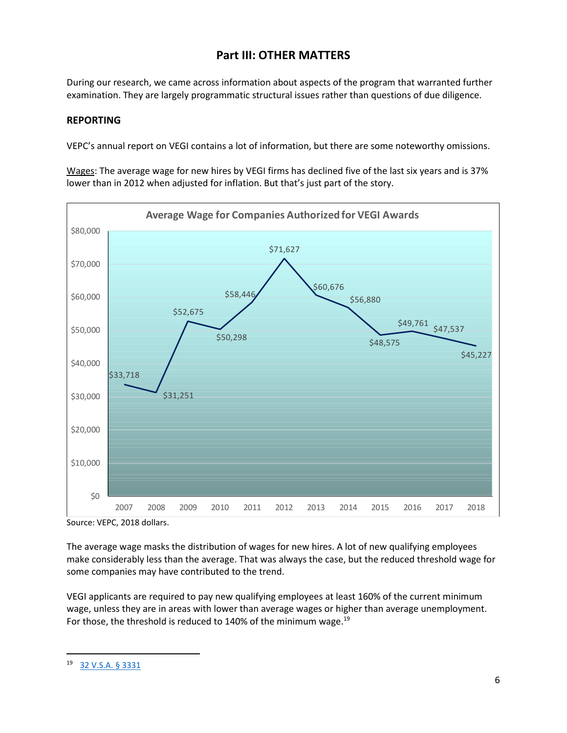## Part III: OTHER MATTERS

During our research, we came across information about aspects of the program that warranted further examination. They are largely programmatic structural issues rather than questions of due diligence.

### REPORTING

VEPC's annual report on VEGI contains a lot of information, but there are some noteworthy omissions.

Wages: The average wage for new hires by VEGI firms has declined five of the last six years and is 37% lower than in 2012 when adjusted for inflation. But that's just part of the story.

**Average Wage for Companies Authorized for VEGI Awards**

| Year | Average Wage |
|---|---|
| 2007 | $33,718 |
| 2008 | $31,251 |
| 2009 | $52,675 |
| 2010 | $50,298 |
| 2011 | $58,446 |
| 2012 | $71,627 |
| 2013 | $60,676 |
| 2014 | $56,880 |
| 2015 | $48,575 |
| 2016 | $49,761 |
| 2017 | $47,537 |
| 2018 | $45,227 |

Source: VEPC, 2018 dollars.

The average wage masks the distribution of wages for new hires. A lot of new qualifying employees make considerably less than the average. That was always the case, but the reduced threshold wage for some companies may have contributed to the trend.

VEGI applicants are required to pay new qualifying employees at least 160% of the current minimum wage, unless they are in areas with lower than average wages or higher than average unemployment. For those, the threshold is reduced to 140% of the minimum wage.[19]

[19] 32 V.S.A. § 3331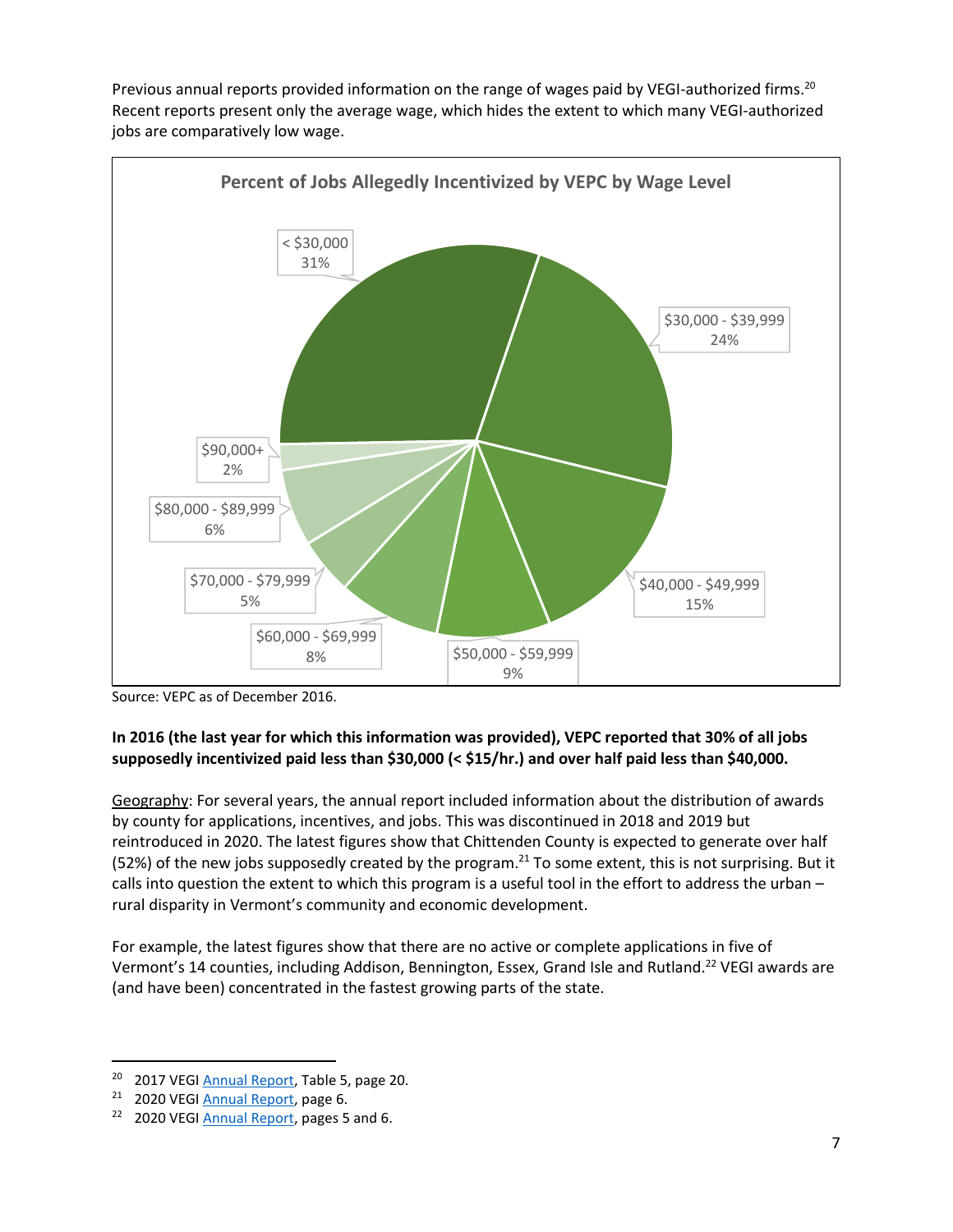Previous annual reports provided information on the range of wages paid by VEGI-authorized firms.[20] Recent reports present only the average wage, which hides the extent to which many VEGI-authorized jobs are comparatively low wage.

**Percent of Jobs Allegedly Incentivized by VEPC by Wage Level**

| Wage Level | Percent |
|---|---|
| < $30,000 | 31% |
| $30,000 - $39,999 | 24% |
| $40,000 - $49,999 | 15% |
| $50,000 - $59,999 | 9% |
| $60,000 - $69,999 | 8% |
| $70,000 - $79,999 | 5% |
| $80,000 - $89,999 | 6% |
| $90,000+ | 2% |

Source: VEPC as of December 2016.

**In 2016 (the last year for which this information was provided), VEPC reported that 30% of all jobs supposedly incentivized paid less than $30,000 (< $15/hr.) and over half paid less than $40,000.**

Geography: For several years, the annual report included information about the distribution of awards by county for applications, incentives, and jobs. This was discontinued in 2018 and 2019 but reintroduced in 2020. The latest figures show that Chittenden County is expected to generate over half (52%) of the new jobs supposedly created by the program.[21] To some extent, this is not surprising. But it calls into question the extent to which this program is a useful tool in the effort to address the urban – rural disparity in Vermont's community and economic development.

For example, the latest figures show that there are no active or complete applications in five of Vermont's 14 counties, including Addison, Bennington, Essex, Grand Isle and Rutland.[22] VEGI awards are (and have been) concentrated in the fastest growing parts of the state.

---

[20] 2017 VEGI Annual Report, Table 5, page 20.

[21] 2020 VEGI Annual Report, page 6.

[22] 2020 VEGI Annual Report, pages 5 and 6.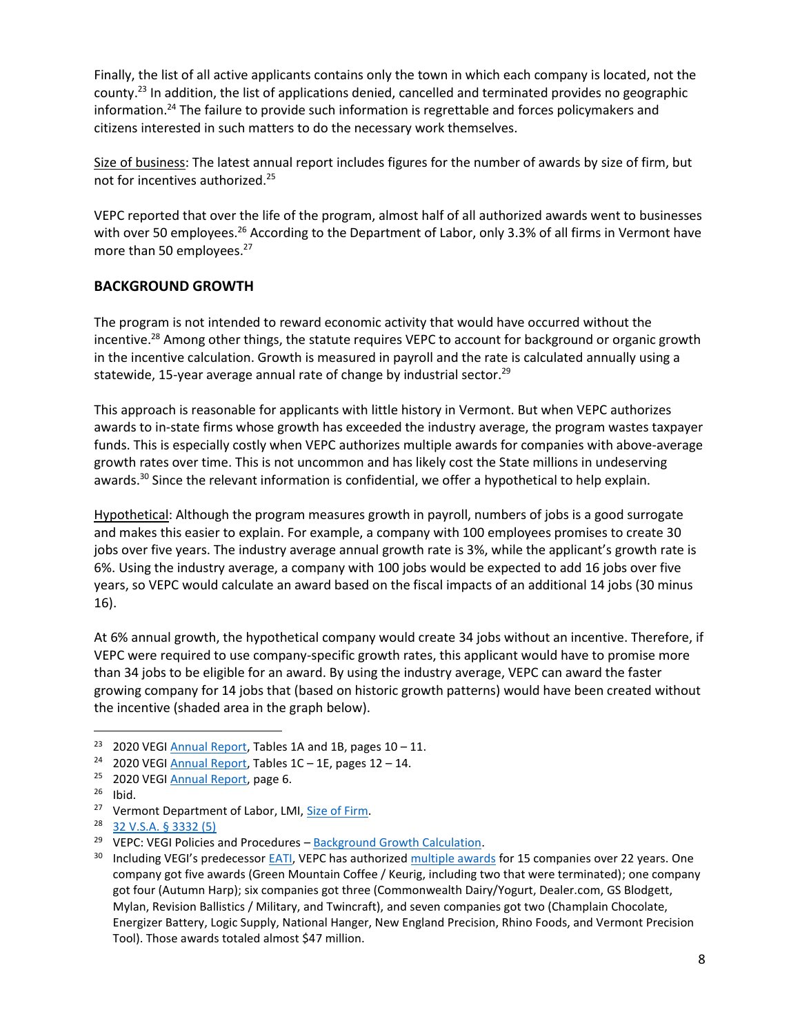Finally, the list of all active applicants contains only the town in which each company is located, not the county.[23] In addition, the list of applications denied, cancelled and terminated provides no geographic information.[24] The failure to provide such information is regrettable and forces policymakers and citizens interested in such matters to do the necessary work themselves.

Size of business: The latest annual report includes figures for the number of awards by size of firm, but not for incentives authorized.[25]

VEPC reported that over the life of the program, almost half of all authorized awards went to businesses with over 50 employees.[26] According to the Department of Labor, only 3.3% of all firms in Vermont have more than 50 employees.[27]

## BACKGROUND GROWTH

The program is not intended to reward economic activity that would have occurred without the incentive.[28] Among other things, the statute requires VEPC to account for background or organic growth in the incentive calculation. Growth is measured in payroll and the rate is calculated annually using a statewide, 15-year average annual rate of change by industrial sector.[29]

This approach is reasonable for applicants with little history in Vermont. But when VEPC authorizes awards to in-state firms whose growth has exceeded the industry average, the program wastes taxpayer funds. This is especially costly when VEPC authorizes multiple awards for companies with above-average growth rates over time. This is not uncommon and has likely cost the State millions in undeserving awards.[30] Since the relevant information is confidential, we offer a hypothetical to help explain.

Hypothetical: Although the program measures growth in payroll, numbers of jobs is a good surrogate and makes this easier to explain. For example, a company with 100 employees promises to create 30 jobs over five years. The industry average annual growth rate is 3%, while the applicant's growth rate is 6%. Using the industry average, a company with 100 jobs would be expected to add 16 jobs over five years, so VEPC would calculate an award based on the fiscal impacts of an additional 14 jobs (30 minus 16).

At 6% annual growth, the hypothetical company would create 34 jobs without an incentive. Therefore, if VEPC were required to use company-specific growth rates, this applicant would have to promise more than 34 jobs to be eligible for an award. By using the industry average, VEPC can award the faster growing company for 14 jobs that (based on historic growth patterns) would have been created without the incentive (shaded area in the graph below).

---

[23] 2020 VEGI Annual Report, Tables 1A and 1B, pages 10 – 11.

[24] 2020 VEGI Annual Report, Tables 1C – 1E, pages 12 – 14.

[25] 2020 VEGI Annual Report, page 6.

[26] Ibid.

[27] Vermont Department of Labor, LMI, Size of Firm.

[28] 32 V.S.A. § 3332 (5)

[29] VEPC: VEGI Policies and Procedures – Background Growth Calculation.

[30] Including VEGI's predecessor EATI, VEPC has authorized multiple awards for 15 companies over 22 years. One company got five awards (Green Mountain Coffee / Keurig, including two that were terminated); one company got four (Autumn Harp); six companies got three (Commonwealth Dairy/Yogurt, Dealer.com, GS Blodgett, Mylan, Revision Ballistics / Military, and Twincraft), and seven companies got two (Champlain Chocolate, Energizer Battery, Logic Supply, National Hanger, New England Precision, Rhino Foods, and Vermont Precision Tool). Those awards totaled almost $47 million.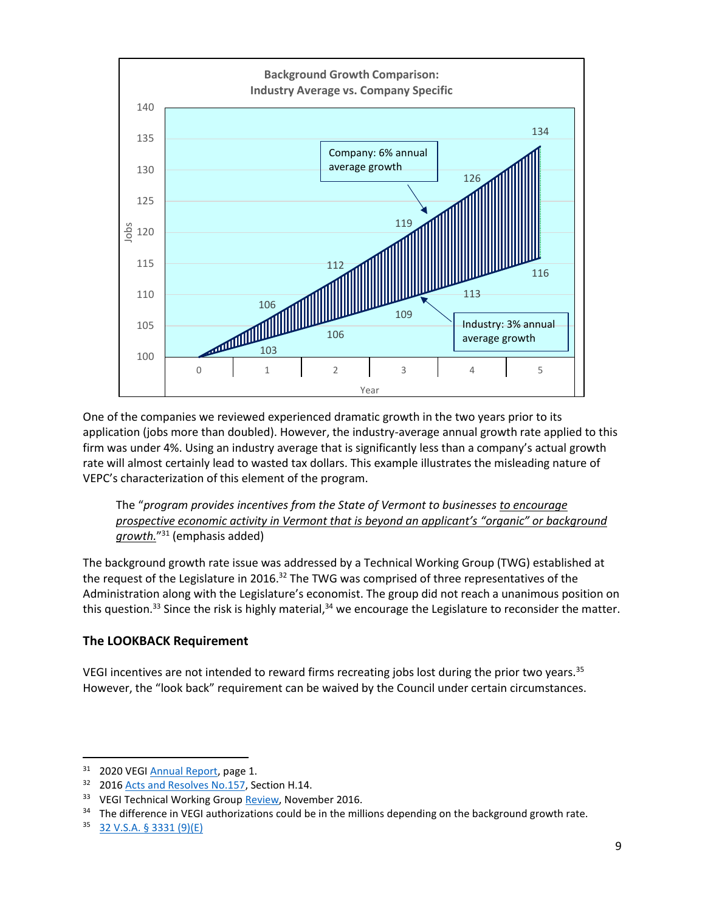**Background Growth Comparison: Industry Average vs. Company Specific**

| Year | Company: 6% annual average growth | Industry: 3% annual average growth |
|---|---|---|
| 0 | 100 | 100 |
| 1 | 106 | 103 |
| 2 | 112 | 106 |
| 3 | 119 | 109 |
| 4 | 126 | 113 |
| 5 | 134 | 116 |

One of the companies we reviewed experienced dramatic growth in the two years prior to its application (jobs more than doubled). However, the industry-average annual growth rate applied to this firm was under 4%. Using an industry average that is significantly less than a company's actual growth rate will almost certainly lead to wasted tax dollars. This example illustrates the misleading nature of VEPC's characterization of this element of the program.

> The "*program provides incentives from the State of Vermont to businesses* *to encourage prospective economic activity in Vermont that is beyond an applicant's "organic" or background growth.*"[31] (emphasis added)

The background growth rate issue was addressed by a Technical Working Group (TWG) established at the request of the Legislature in 2016.[32] The TWG was comprised of three representatives of the Administration along with the Legislature's economist. The group did not reach a unanimous position on this question.[33] Since the risk is highly material,[34] we encourage the Legislature to reconsider the matter.

### The LOOKBACK Requirement

VEGI incentives are not intended to reward firms recreating jobs lost during the prior two years.[35] However, the "look back" requirement can be waived by the Council under certain circumstances.

---

[31] 2020 VEGI Annual Report, page 1.

[32] 2016 Acts and Resolves No.157, Section H.14.

[33] VEGI Technical Working Group Review, November 2016.

[34] The difference in VEGI authorizations could be in the millions depending on the background growth rate.

[35] 32 V.S.A. § 3331 (9)(E)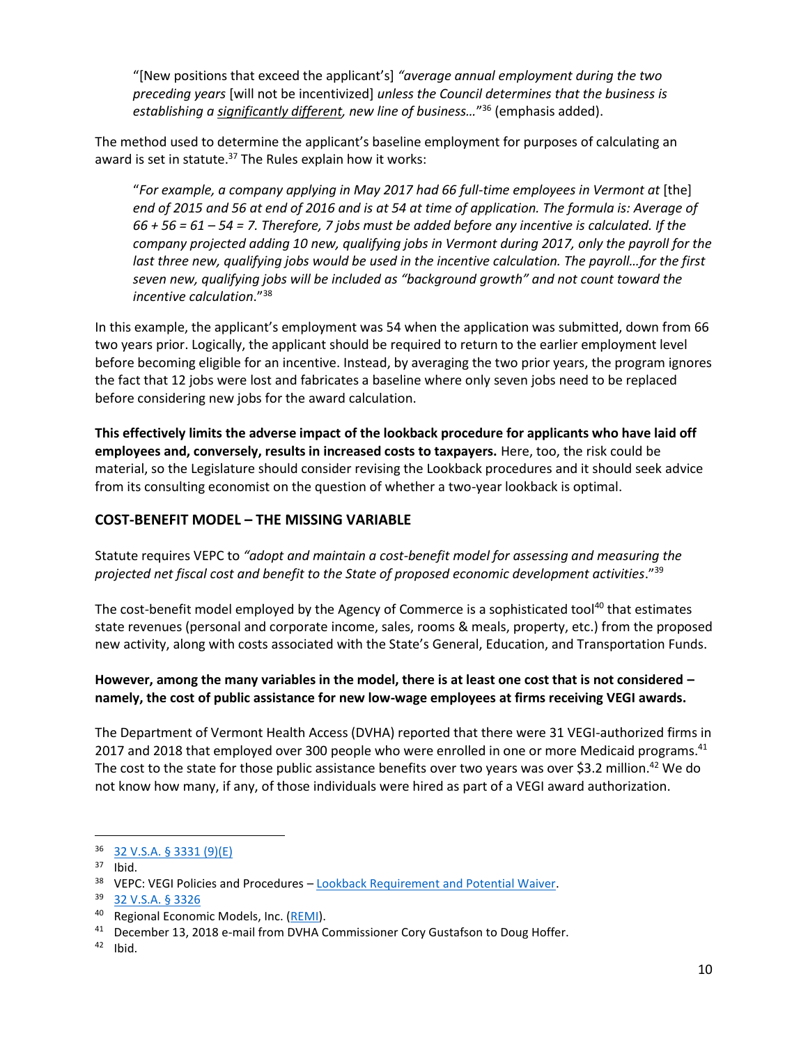> "[New positions that exceed the applicant's] *"average annual employment during the two preceding years* [will not be incentivized] *unless the Council determines that the business is establishing a* *__significantly different__, new line of business…*"[36] (emphasis added).

The method used to determine the applicant's baseline employment for purposes of calculating an award is set in statute.[37] The Rules explain how it works:

> "*For example, a company applying in May 2017 had 66 full-time employees in Vermont at* [the] *end of 2015 and 56 at end of 2016 and is at 54 at time of application. The formula is: Average of 66 + 56 = 61 – 54 = 7. Therefore, 7 jobs must be added before any incentive is calculated. If the company projected adding 10 new, qualifying jobs in Vermont during 2017, only the payroll for the last three new, qualifying jobs would be used in the incentive calculation. The payroll…for the first seven new, qualifying jobs will be included as "background growth" and not count toward the incentive calculation*."[38]

In this example, the applicant's employment was 54 when the application was submitted, down from 66 two years prior. Logically, the applicant should be required to return to the earlier employment level before becoming eligible for an incentive. Instead, by averaging the two prior years, the program ignores the fact that 12 jobs were lost and fabricates a baseline where only seven jobs need to be replaced before considering new jobs for the award calculation.

**This effectively limits the adverse impact of the lookback procedure for applicants who have laid off employees and, conversely, results in increased costs to taxpayers.** Here, too, the risk could be material, so the Legislature should consider revising the Lookback procedures and it should seek advice from its consulting economist on the question of whether a two-year lookback is optimal.

## COST-BENEFIT MODEL – THE MISSING VARIABLE

Statute requires VEPC to *"adopt and maintain a cost-benefit model for assessing and measuring the projected net fiscal cost and benefit to the State of proposed economic development activities*."[39]

The cost-benefit model employed by the Agency of Commerce is a sophisticated tool[40] that estimates state revenues (personal and corporate income, sales, rooms & meals, property, etc.) from the proposed new activity, along with costs associated with the State's General, Education, and Transportation Funds.

**However, among the many variables in the model, there is at least one cost that is not considered – namely, the cost of public assistance for new low-wage employees at firms receiving VEGI awards.**

The Department of Vermont Health Access (DVHA) reported that there were 31 VEGI-authorized firms in 2017 and 2018 that employed over 300 people who were enrolled in one or more Medicaid programs.[41] The cost to the state for those public assistance benefits over two years was over $3.2 million.[42] We do not know how many, if any, of those individuals were hired as part of a VEGI award authorization.

---

[36] 32 V.S.A. § 3331 (9)(E)

[37] Ibid.

[38] VEPC: VEGI Policies and Procedures – Lookback Requirement and Potential Waiver.

[39] 32 V.S.A. § 3326

[40] Regional Economic Models, Inc. (REMI).

[41] December 13, 2018 e-mail from DVHA Commissioner Cory Gustafson to Doug Hoffer.

[42] Ibid.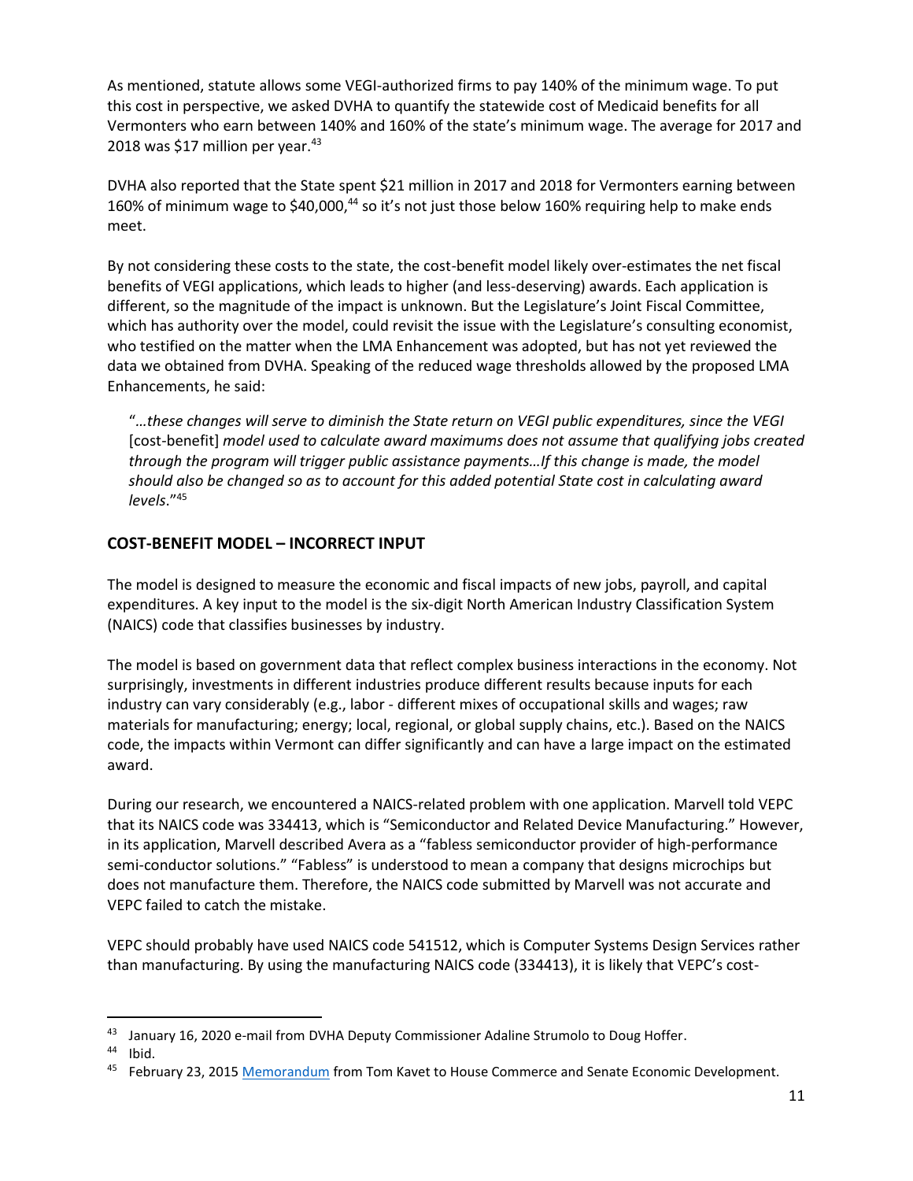As mentioned, statute allows some VEGI-authorized firms to pay 140% of the minimum wage. To put this cost in perspective, we asked DVHA to quantify the statewide cost of Medicaid benefits for all Vermonters who earn between 140% and 160% of the state's minimum wage. The average for 2017 and 2018 was $17 million per year.[43]

DVHA also reported that the State spent $21 million in 2017 and 2018 for Vermonters earning between 160% of minimum wage to $40,000,[44] so it's not just those below 160% requiring help to make ends meet.

By not considering these costs to the state, the cost-benefit model likely over-estimates the net fiscal benefits of VEGI applications, which leads to higher (and less-deserving) awards. Each application is different, so the magnitude of the impact is unknown. But the Legislature's Joint Fiscal Committee, which has authority over the model, could revisit the issue with the Legislature's consulting economist, who testified on the matter when the LMA Enhancement was adopted, but has not yet reviewed the data we obtained from DVHA. Speaking of the reduced wage thresholds allowed by the proposed LMA Enhancements, he said:

> "*…these changes will serve to diminish the State return on VEGI public expenditures, since the VEGI* [cost-benefit] *model used to calculate award maximums does not assume that qualifying jobs created through the program will trigger public assistance payments…If this change is made, the model should also be changed so as to account for this added potential State cost in calculating award levels*."[45]

## COST-BENEFIT MODEL – INCORRECT INPUT

The model is designed to measure the economic and fiscal impacts of new jobs, payroll, and capital expenditures. A key input to the model is the six-digit North American Industry Classification System (NAICS) code that classifies businesses by industry.

The model is based on government data that reflect complex business interactions in the economy. Not surprisingly, investments in different industries produce different results because inputs for each industry can vary considerably (e.g., labor - different mixes of occupational skills and wages; raw materials for manufacturing; energy; local, regional, or global supply chains, etc.). Based on the NAICS code, the impacts within Vermont can differ significantly and can have a large impact on the estimated award.

During our research, we encountered a NAICS-related problem with one application. Marvell told VEPC that its NAICS code was 334413, which is "Semiconductor and Related Device Manufacturing." However, in its application, Marvell described Avera as a "fabless semiconductor provider of high-performance semi-conductor solutions." "Fabless" is understood to mean a company that designs microchips but does not manufacture them. Therefore, the NAICS code submitted by Marvell was not accurate and VEPC failed to catch the mistake.

VEPC should probably have used NAICS code 541512, which is Computer Systems Design Services rather than manufacturing. By using the manufacturing NAICS code (334413), it is likely that VEPC's cost-

---

[43] January 16, 2020 e-mail from DVHA Deputy Commissioner Adaline Strumolo to Doug Hoffer.

[44] Ibid.

[45] February 23, 2015 Memorandum from Tom Kavet to House Commerce and Senate Economic Development.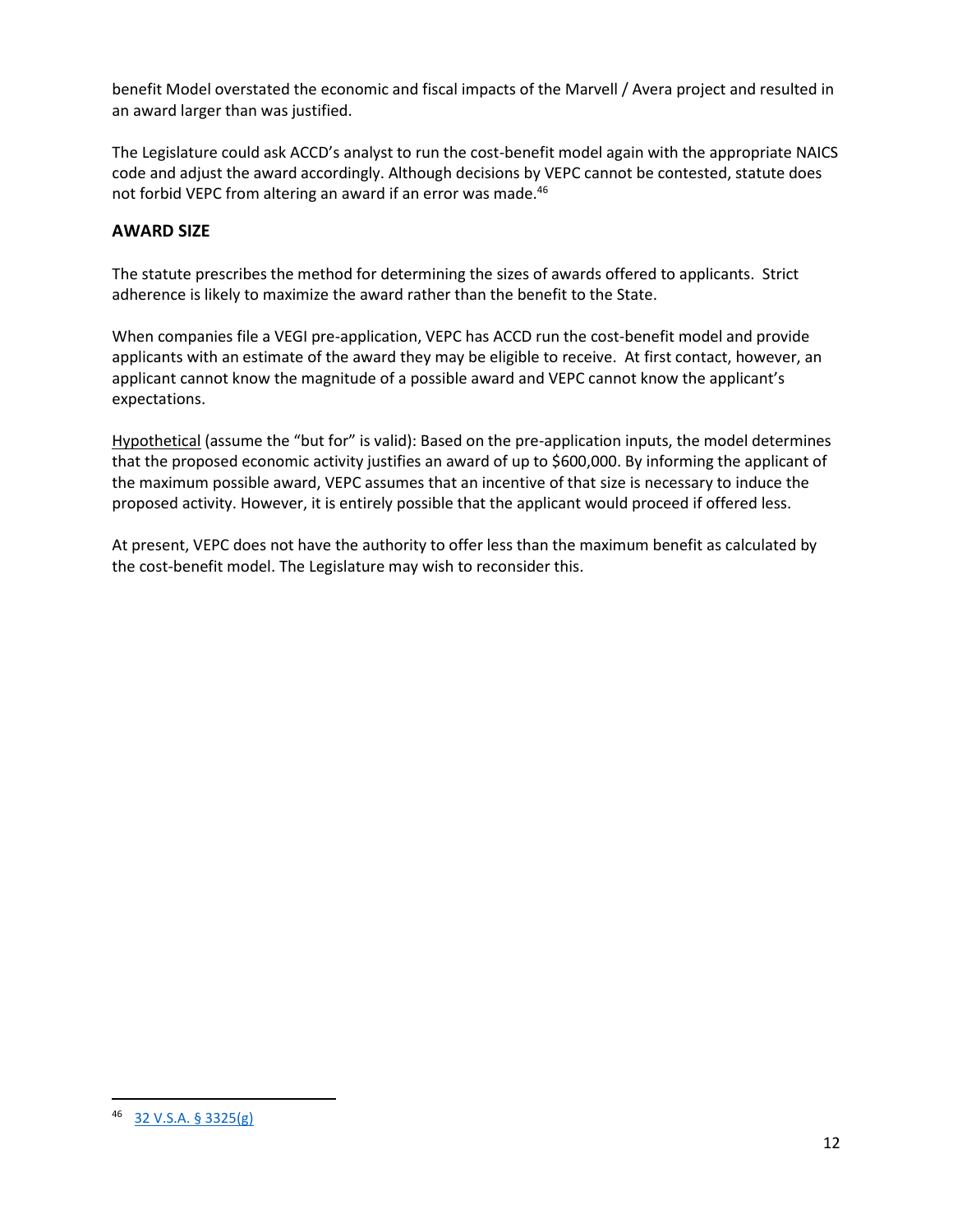benefit Model overstated the economic and fiscal impacts of the Marvell / Avera project and resulted in an award larger than was justified.

The Legislature could ask ACCD's analyst to run the cost-benefit model again with the appropriate NAICS code and adjust the award accordingly. Although decisions by VEPC cannot be contested, statute does not forbid VEPC from altering an award if an error was made.[46]

## AWARD SIZE

The statute prescribes the method for determining the sizes of awards offered to applicants. Strict adherence is likely to maximize the award rather than the benefit to the State.

When companies file a VEGI pre-application, VEPC has ACCD run the cost-benefit model and provide applicants with an estimate of the award they may be eligible to receive. At first contact, however, an applicant cannot know the magnitude of a possible award and VEPC cannot know the applicant's expectations.

Hypothetical (assume the "but for" is valid): Based on the pre-application inputs, the model determines that the proposed economic activity justifies an award of up to $600,000. By informing the applicant of the maximum possible award, VEPC assumes that an incentive of that size is necessary to induce the proposed activity. However, it is entirely possible that the applicant would proceed if offered less.

At present, VEPC does not have the authority to offer less than the maximum benefit as calculated by the cost-benefit model. The Legislature may wish to reconsider this.

---

[46] 32 V.S.A. § 3325(g)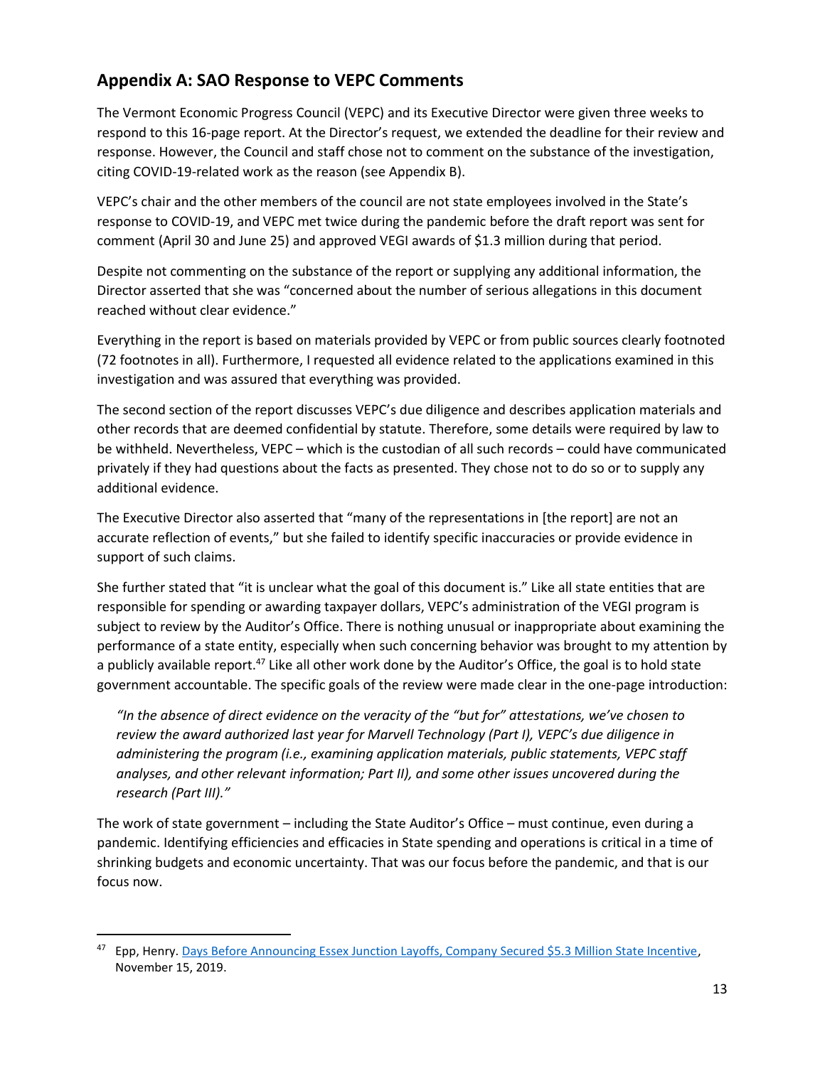## Appendix A: SAO Response to VEPC Comments

The Vermont Economic Progress Council (VEPC) and its Executive Director were given three weeks to respond to this 16-page report. At the Director's request, we extended the deadline for their review and response. However, the Council and staff chose not to comment on the substance of the investigation, citing COVID-19-related work as the reason (see Appendix B).

VEPC's chair and the other members of the council are not state employees involved in the State's response to COVID-19, and VEPC met twice during the pandemic before the draft report was sent for comment (April 30 and June 25) and approved VEGI awards of $1.3 million during that period.

Despite not commenting on the substance of the report or supplying any additional information, the Director asserted that she was "concerned about the number of serious allegations in this document reached without clear evidence."

Everything in the report is based on materials provided by VEPC or from public sources clearly footnoted (72 footnotes in all). Furthermore, I requested all evidence related to the applications examined in this investigation and was assured that everything was provided.

The second section of the report discusses VEPC's due diligence and describes application materials and other records that are deemed confidential by statute. Therefore, some details were required by law to be withheld. Nevertheless, VEPC – which is the custodian of all such records – could have communicated privately if they had questions about the facts as presented. They chose not to do so or to supply any additional evidence.

The Executive Director also asserted that "many of the representations in [the report] are not an accurate reflection of events," but she failed to identify specific inaccuracies or provide evidence in support of such claims.

She further stated that "it is unclear what the goal of this document is." Like all state entities that are responsible for spending or awarding taxpayer dollars, VEPC's administration of the VEGI program is subject to review by the Auditor's Office. There is nothing unusual or inappropriate about examining the performance of a state entity, especially when such concerning behavior was brought to my attention by a publicly available report.[47] Like all other work done by the Auditor's Office, the goal is to hold state government accountable. The specific goals of the review were made clear in the one-page introduction:

> *"In the absence of direct evidence on the veracity of the "but for" attestations, we've chosen to review the award authorized last year for Marvell Technology (Part I), VEPC's due diligence in administering the program (i.e., examining application materials, public statements, VEPC staff analyses, and other relevant information; Part II), and some other issues uncovered during the research (Part III)."*

The work of state government – including the State Auditor's Office – must continue, even during a pandemic. Identifying efficiencies and efficacies in State spending and operations is critical in a time of shrinking budgets and economic uncertainty. That was our focus before the pandemic, and that is our focus now.

---

[47] Epp, Henry. Days Before Announcing Essex Junction Layoffs, Company Secured $5.3 Million State Incentive, November 15, 2019.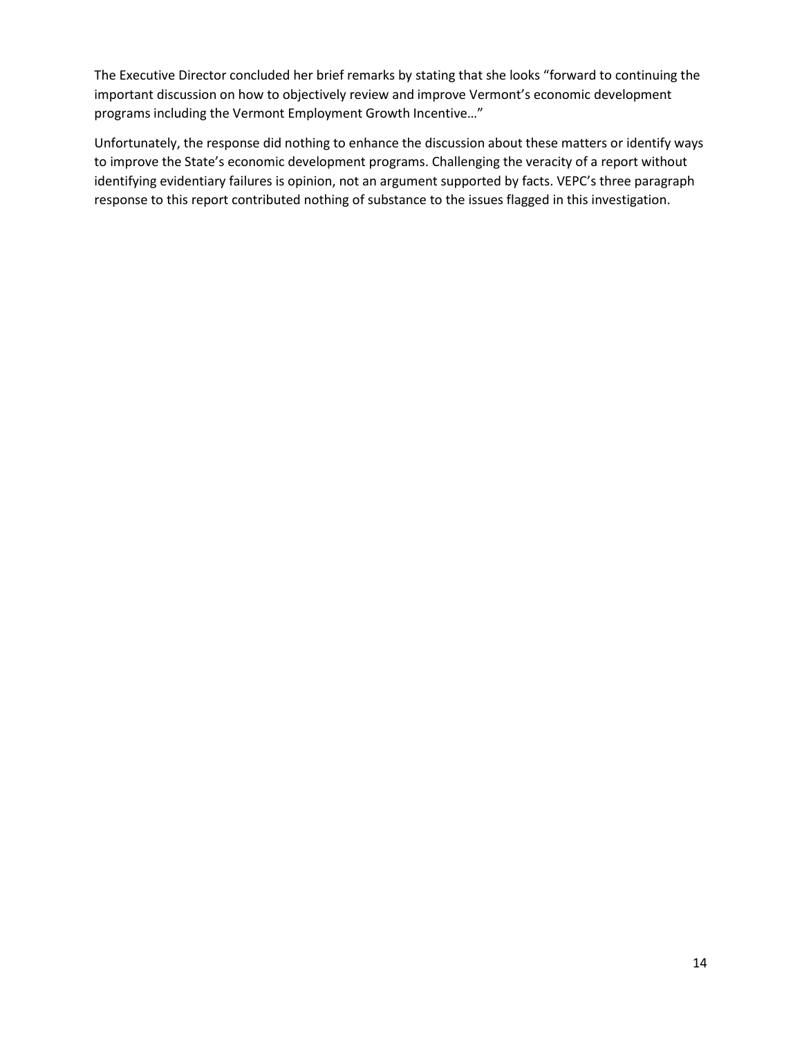The Executive Director concluded her brief remarks by stating that she looks "forward to continuing the important discussion on how to objectively review and improve Vermont's economic development programs including the Vermont Employment Growth Incentive…"

Unfortunately, the response did nothing to enhance the discussion about these matters or identify ways to improve the State's economic development programs. Challenging the veracity of a report without identifying evidentiary failures is opinion, not an argument supported by facts. VEPC's three paragraph response to this report contributed nothing of substance to the issues flagged in this investigation.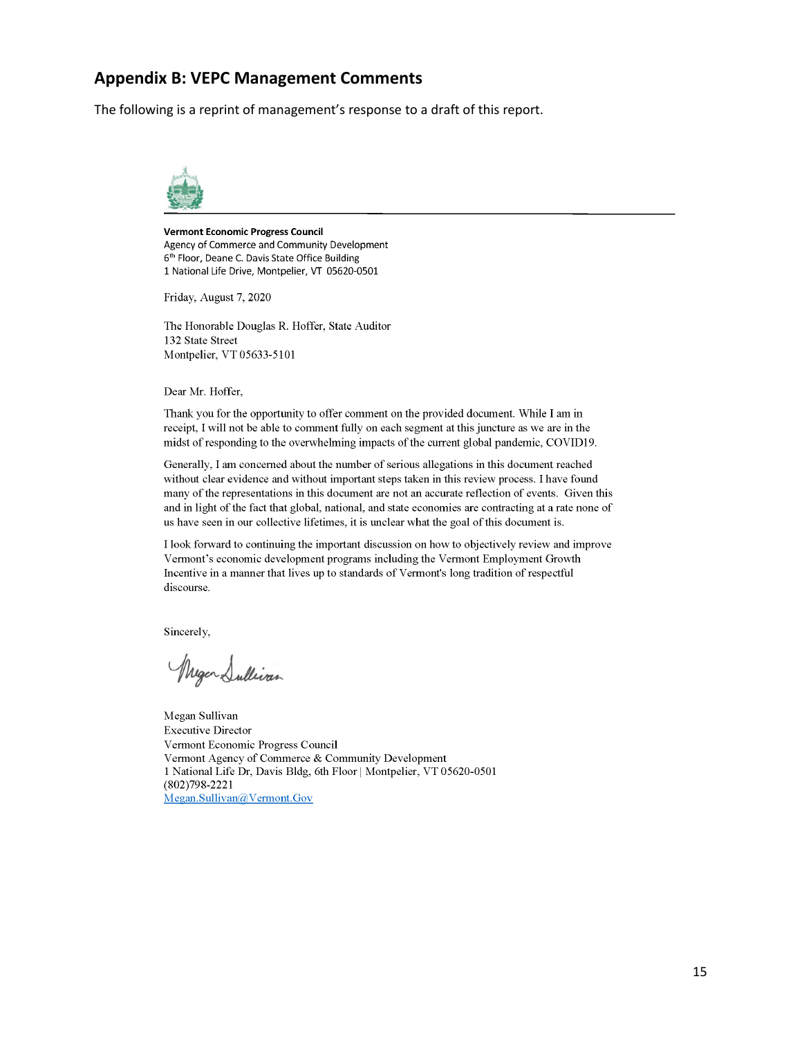## Appendix B: VEPC Management Comments

The following is a reprint of management's response to a draft of this report.

**Vermont Economic Progress Council**
Agency of Commerce and Community Development
6th Floor, Deane C. Davis State Office Building
1 National Life Drive, Montpelier, VT 05620-0501

Friday, August 7, 2020

The Honorable Douglas R. Hoffer, State Auditor
132 State Street
Montpelier, VT 05633-5101

Dear Mr. Hoffer,

Thank you for the opportunity to offer comment on the provided document. While I am in receipt, I will not be able to comment fully on each segment at this juncture as we are in the midst of responding to the overwhelming impacts of the current global pandemic, COVID19.

Generally, I am concerned about the number of serious allegations in this document reached without clear evidence and without important steps taken in this review process. I have found many of the representations in this document are not an accurate reflection of events. Given this and in light of the fact that global, national, and state economies are contracting at a rate none of us have seen in our collective lifetimes, it is unclear what the goal of this document is.

I look forward to continuing the important discussion on how to objectively review and improve Vermont's economic development programs including the Vermont Employment Growth Incentive in a manner that lives up to standards of Vermont's long tradition of respectful discourse.

Sincerely,

Megan Sullivan

Megan Sullivan
Executive Director
Vermont Economic Progress Council
Vermont Agency of Commerce & Community Development
1 National Life Dr, Davis Bldg, 6th Floor | Montpelier, VT 05620-0501
(802)798-2221
Megan.Sullivan@Vermont.Gov